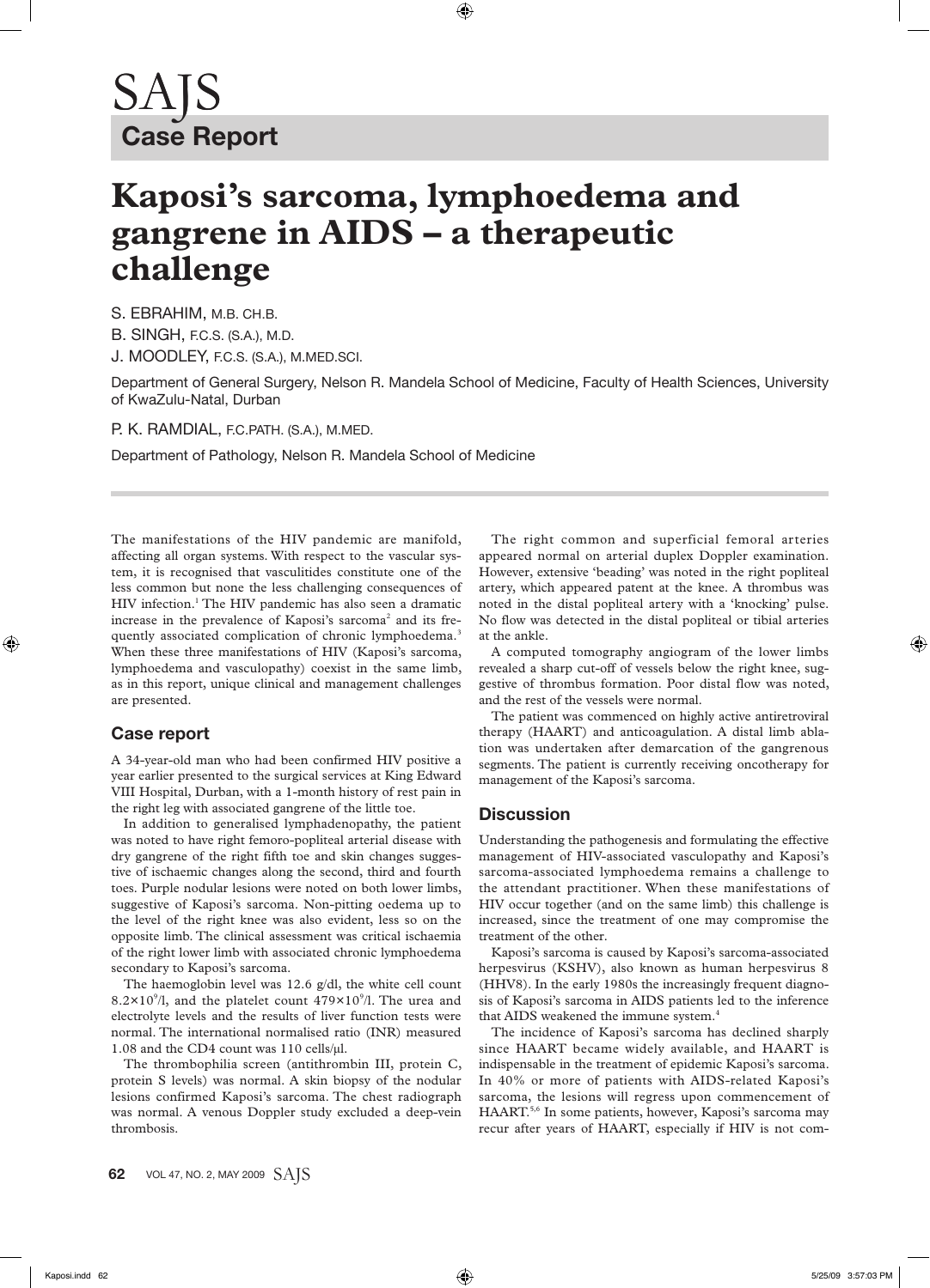SAJS

**Case Report**

# Kaposi's sarcoma, lymphoedema and gangrene in AIDS – a therapeutic challenge

S. EBRAHIM, M.B. CH.B.
B. SINGH, F.C.S. (S.A.), M.D.
J. MOODLEY, F.C.S. (S.A.), M.MED.SCI.

Department of General Surgery, Nelson R. Mandela School of Medicine, Faculty of Health Sciences, University of KwaZulu-Natal, Durban

P. K. RAMDIAL, F.C.PATH. (S.A.), M.MED.

Department of Pathology, Nelson R. Mandela School of Medicine

The manifestations of the HIV pandemic are manifold, affecting all organ systems. With respect to the vascular system, it is recognised that vasculitides constitute one of the less common but none the less challenging consequences of HIV infection.[1] The HIV pandemic has also seen a dramatic increase in the prevalence of Kaposi's sarcoma[2] and its frequently associated complication of chronic lymphoedema.[3] When these three manifestations of HIV (Kaposi's sarcoma, lymphoedema and vasculopathy) coexist in the same limb, as in this report, unique clinical and management challenges are presented.

## Case report

A 34-year-old man who had been confirmed HIV positive a year earlier presented to the surgical services at King Edward VIII Hospital, Durban, with a 1-month history of rest pain in the right leg with associated gangrene of the little toe.

In addition to generalised lymphadenopathy, the patient was noted to have right femoro-popliteal arterial disease with dry gangrene of the right fifth toe and skin changes suggestive of ischaemic changes along the second, third and fourth toes. Purple nodular lesions were noted on both lower limbs, suggestive of Kaposi's sarcoma. Non-pitting oedema up to the level of the right knee was also evident, less so on the opposite limb. The clinical assessment was critical ischaemia of the right lower limb with associated chronic lymphoedema secondary to Kaposi's sarcoma.

The haemoglobin level was 12.6 g/dl, the white cell count $8.2 \times 10^9$/l, and the platelet count $479 \times 10^9$/l. The urea and electrolyte levels and the results of liver function tests were normal. The international normalised ratio (INR) measured 1.08 and the CD4 count was 110 cells/μl.

The thrombophilia screen (antithrombin III, protein C, protein S levels) was normal. A skin biopsy of the nodular lesions confirmed Kaposi's sarcoma. The chest radiograph was normal. A venous Doppler study excluded a deep-vein thrombosis.

The right common and superficial femoral arteries appeared normal on arterial duplex Doppler examination. However, extensive 'beading' was noted in the right popliteal artery, which appeared patent at the knee. A thrombus was noted in the distal popliteal artery with a 'knocking' pulse. No flow was detected in the distal popliteal or tibial arteries at the ankle.

A computed tomography angiogram of the lower limbs revealed a sharp cut-off of vessels below the right knee, suggestive of thrombus formation. Poor distal flow was noted, and the rest of the vessels were normal.

The patient was commenced on highly active antiretroviral therapy (HAART) and anticoagulation. A distal limb ablation was undertaken after demarcation of the gangrenous segments. The patient is currently receiving oncotherapy for management of the Kaposi's sarcoma.

## Discussion

Understanding the pathogenesis and formulating the effective management of HIV-associated vasculopathy and Kaposi's sarcoma-associated lymphoedema remains a challenge to the attendant practitioner. When these manifestations of HIV occur together (and on the same limb) this challenge is increased, since the treatment of one may compromise the treatment of the other.

Kaposi's sarcoma is caused by Kaposi's sarcoma-associated herpesvirus (KSHV), also known as human herpesvirus 8 (HHV8). In the early 1980s the increasingly frequent diagnosis of Kaposi's sarcoma in AIDS patients led to the inference that AIDS weakened the immune system.[4]

The incidence of Kaposi's sarcoma has declined sharply since HAART became widely available, and HAART is indispensable in the treatment of epidemic Kaposi's sarcoma. In 40% or more of patients with AIDS-related Kaposi's sarcoma, the lesions will regress upon commencement of HAART.[5,6] In some patients, however, Kaposi's sarcoma may recur after years of HAART, especially if HIV is not com-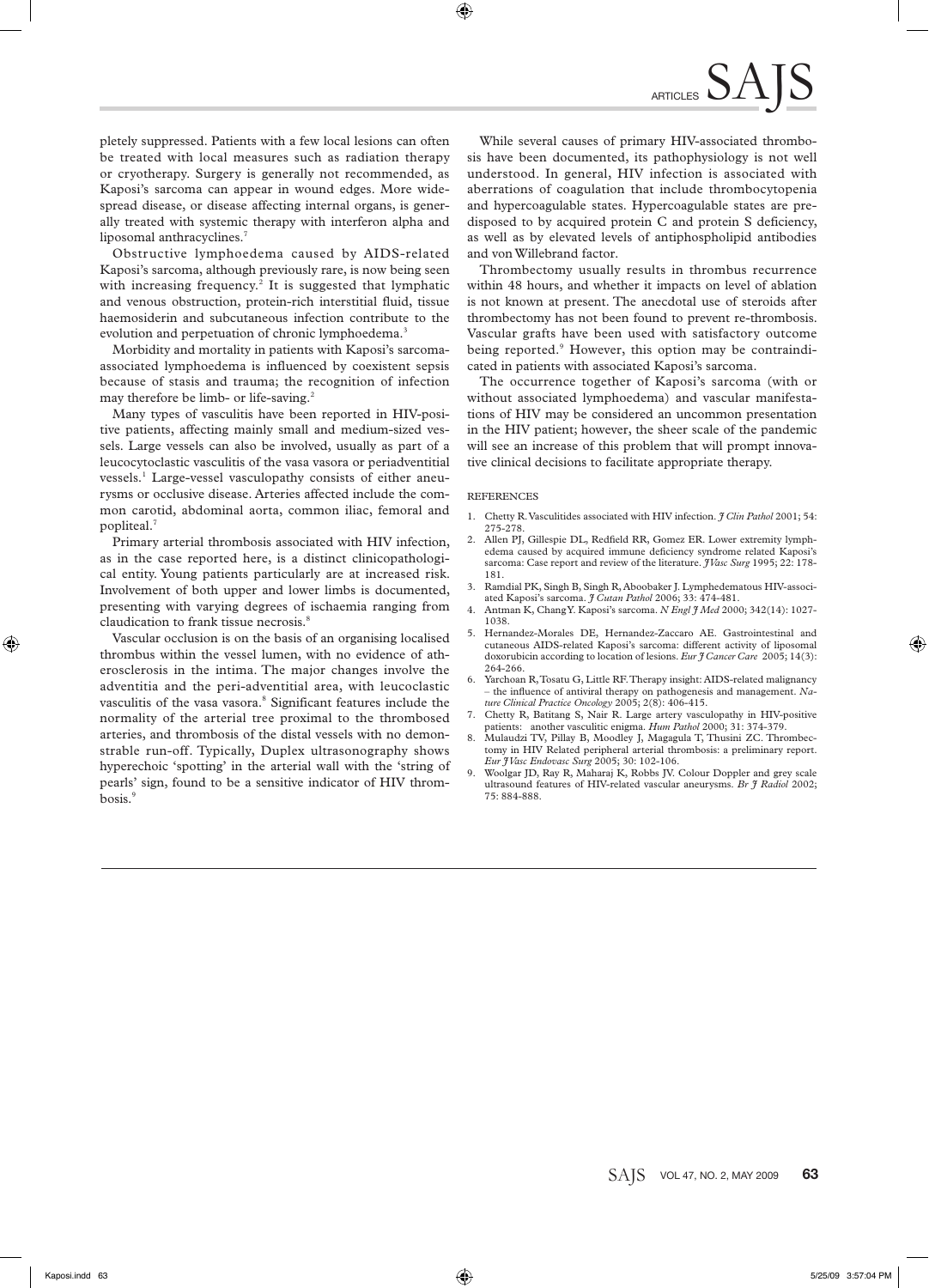pletely suppressed. Patients with a few local lesions can often be treated with local measures such as radiation therapy or cryotherapy. Surgery is generally not recommended, as Kaposi's sarcoma can appear in wound edges. More widespread disease, or disease affecting internal organs, is generally treated with systemic therapy with interferon alpha and liposomal anthracyclines.[7]

Obstructive lymphoedema caused by AIDS-related Kaposi's sarcoma, although previously rare, is now being seen with increasing frequency.[2] It is suggested that lymphatic and venous obstruction, protein-rich interstitial fluid, tissue haemosiderin and subcutaneous infection contribute to the evolution and perpetuation of chronic lymphoedema.[3]

Morbidity and mortality in patients with Kaposi's sarcoma-associated lymphoedema is influenced by coexistent sepsis because of stasis and trauma; the recognition of infection may therefore be limb- or life-saving.[2]

Many types of vasculitis have been reported in HIV-positive patients, affecting mainly small and medium-sized vessels. Large vessels can also be involved, usually as part of a leucocytoclastic vasculitis of the vasa vasora or periadventitial vessels.[1] Large-vessel vasculopathy consists of either aneurysms or occlusive disease. Arteries affected include the common carotid, abdominal aorta, common iliac, femoral and popliteal.[7]

Primary arterial thrombosis associated with HIV infection, as in the case reported here, is a distinct clinicopathological entity. Young patients particularly are at increased risk. Involvement of both upper and lower limbs is documented, presenting with varying degrees of ischaemia ranging from claudication to frank tissue necrosis.[8]

Vascular occlusion is on the basis of an organising localised thrombus within the vessel lumen, with no evidence of atherosclerosis in the intima. The major changes involve the adventitia and the peri-adventitial area, with leucoclastic vasculitis of the vasa vasora.[8] Significant features include the normality of the arterial tree proximal to the thrombosed arteries, and thrombosis of the distal vessels with no demonstrable run-off. Typically, Duplex ultrasonography shows hyperechoic 'spotting' in the arterial wall with the 'string of pearls' sign, found to be a sensitive indicator of HIV thrombosis.[9]

While several causes of primary HIV-associated thrombosis have been documented, its pathophysiology is not well understood. In general, HIV infection is associated with aberrations of coagulation that include thrombocytopenia and hypercoagulable states. Hypercoagulable states are predisposed to by acquired protein C and protein S deficiency, as well as by elevated levels of antiphospholipid antibodies and von Willebrand factor.

Thrombectomy usually results in thrombus recurrence within 48 hours, and whether it impacts on level of ablation is not known at present. The anecdotal use of steroids after thrombectomy has not been found to prevent re-thrombosis. Vascular grafts have been used with satisfactory outcome being reported.[9] However, this option may be contraindicated in patients with associated Kaposi's sarcoma.

The occurrence together of Kaposi's sarcoma (with or without associated lymphoedema) and vascular manifestations of HIV may be considered an uncommon presentation in the HIV patient; however, the sheer scale of the pandemic will see an increase of this problem that will prompt innovative clinical decisions to facilitate appropriate therapy.

## REFERENCES

1. Chetty R. Vasculitides associated with HIV infection. *J Clin Pathol* 2001; 54: 275-278.
2. Allen PJ, Gillespie DL, Redfield RR, Gomez ER. Lower extremity lymphedema caused by acquired immune deficiency syndrome related Kaposi's sarcoma: Case report and review of the literature. *J Vasc Surg* 1995; 22: 178-181.
3. Ramdial PK, Singh B, Singh R, Aboobaker J. Lymphedematous HIV-associated Kaposi's sarcoma. *J Cutan Pathol* 2006; 33: 474-481.
4. Antman K, Chang Y. Kaposi's sarcoma. *N Engl J Med* 2000; 342(14): 1027-1038.
5. Hernandez-Morales DE, Hernandez-Zaccaro AE. Gastrointestinal and cutaneous AIDS-related Kaposi's sarcoma: different activity of liposomal doxorubicin according to location of lesions. *Eur J Cancer Care* 2005; 14(3): 264-266.
6. Yarchoan R, Tosatu G, Little RF. Therapy insight: AIDS-related malignancy – the influence of antiviral therapy on pathogenesis and management. *Nature Clinical Practice Oncology* 2005; 2(8): 406-415.
7. Chetty R, Batitang S, Nair R. Large artery vasculopathy in HIV-positive patients: another vasculitic enigma. *Hum Pathol* 2000; 31: 374-379.
8. Mulaudzi TV, Pillay B, Moodley J, Magagula T, Thusini ZC. Thrombectomy in HIV Related peripheral arterial thrombosis: a preliminary report. *Eur J Vasc Endovasc Surg* 2005; 30: 102-106.
9. Woolgar JD, Ray R, Maharaj K, Robbs JV. Colour Doppler and grey scale ultrasound features of HIV-related vascular aneurysms. *Br J Radiol* 2002; 75: 884-888.